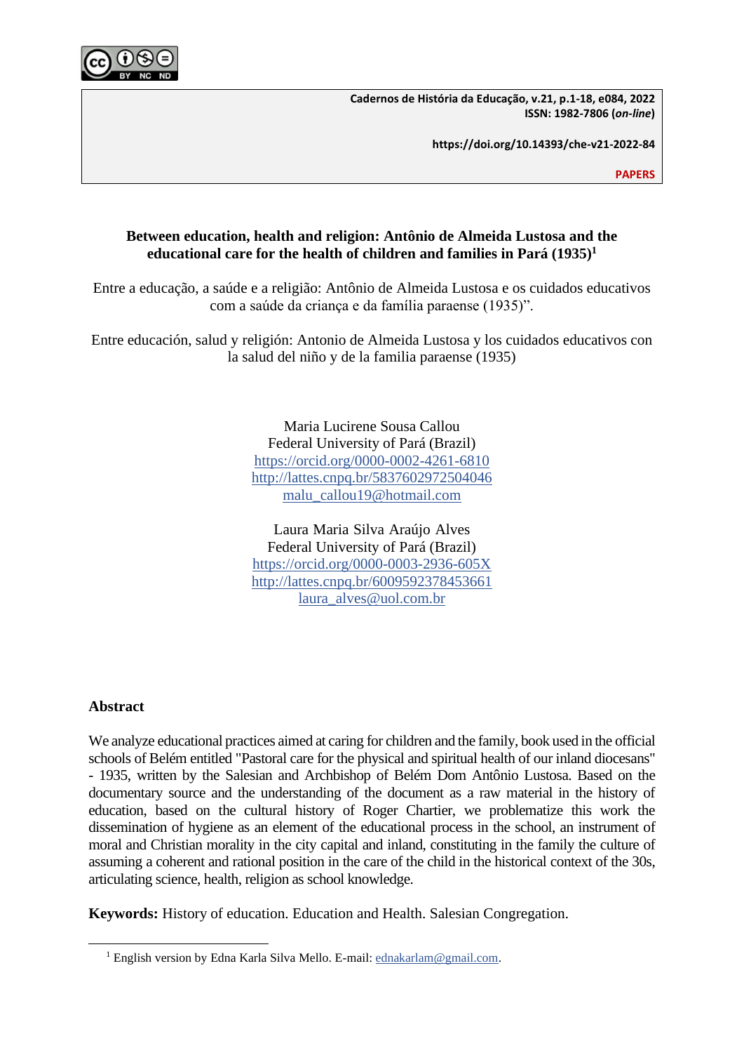Cadernos de História da Educação, v.21, p.1-18, e084, 2022
ISSN: 1982-7806 (*on-line*)

https://doi.org/10.14393/che-v21-2022-84

**PAPERS**

# Between education, health and religion: Antônio de Almeida Lustosa and the educational care for the health of children and families in Pará (1935)[1]

Entre a educação, a saúde e a religião: Antônio de Almeida Lustosa e os cuidados educativos com a saúde da criança e da família paraense (1935)".

Entre educación, salud y religión: Antonio de Almeida Lustosa y los cuidados educativos con la salud del niño y de la familia paraense (1935)

Maria Lucirene Sousa Callou
Federal University of Pará (Brazil)
https://orcid.org/0000-0002-4261-6810
http://lattes.cnpq.br/5837602972504046
malu_callou19@hotmail.com

Laura Maria Silva Araújo Alves
Federal University of Pará (Brazil)
https://orcid.org/0000-0003-2936-605X
http://lattes.cnpq.br/6009592378453661
laura_alves@uol.com.br

## Abstract

We analyze educational practices aimed at caring for children and the family, book used in the official schools of Belém entitled "Pastoral care for the physical and spiritual health of our inland diocesans" - 1935, written by the Salesian and Archbishop of Belém Dom Antônio Lustosa. Based on the documentary source and the understanding of the document as a raw material in the history of education, based on the cultural history of Roger Chartier, we problematize this work the dissemination of hygiene as an element of the educational process in the school, an instrument of moral and Christian morality in the city capital and inland, constituting in the family the culture of assuming a coherent and rational position in the care of the child in the historical context of the 30s, articulating science, health, religion as school knowledge.

**Keywords:** History of education. Education and Health. Salesian Congregation.

[1] English version by Edna Karla Silva Mello. E-mail: ednakarlam@gmail.com.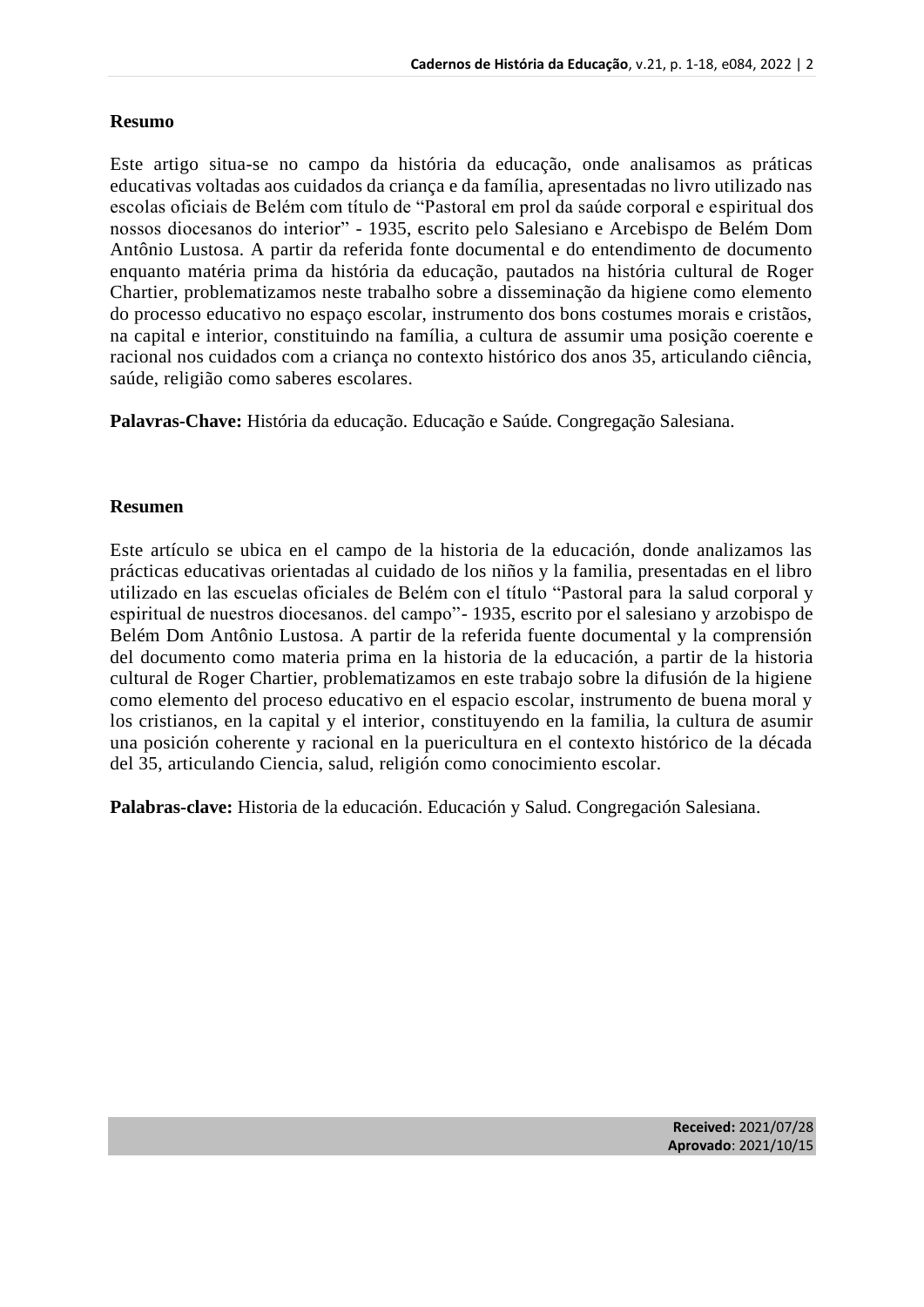## Resumo

Este artigo situa-se no campo da história da educação, onde analisamos as práticas educativas voltadas aos cuidados da criança e da família, apresentadas no livro utilizado nas escolas oficiais de Belém com título de "Pastoral em prol da saúde corporal e espiritual dos nossos diocesanos do interior" - 1935, escrito pelo Salesiano e Arcebispo de Belém Dom Antônio Lustosa. A partir da referida fonte documental e do entendimento de documento enquanto matéria prima da história da educação, pautados na história cultural de Roger Chartier, problematizamos neste trabalho sobre a disseminação da higiene como elemento do processo educativo no espaço escolar, instrumento dos bons costumes morais e cristãos, na capital e interior, constituindo na família, a cultura de assumir uma posição coerente e racional nos cuidados com a criança no contexto histórico dos anos 35, articulando ciência, saúde, religião como saberes escolares.

**Palavras-Chave:** História da educação. Educação e Saúde. Congregação Salesiana.

## Resumen

Este artículo se ubica en el campo de la historia de la educación, donde analizamos las prácticas educativas orientadas al cuidado de los niños y la familia, presentadas en el libro utilizado en las escuelas oficiales de Belém con el título "Pastoral para la salud corporal y espiritual de nuestros diocesanos. del campo"- 1935, escrito por el salesiano y arzobispo de Belém Dom Antônio Lustosa. A partir de la referida fuente documental y la comprensión del documento como materia prima en la historia de la educación, a partir de la historia cultural de Roger Chartier, problematizamos en este trabajo sobre la difusión de la higiene como elemento del proceso educativo en el espacio escolar, instrumento de buena moral y los cristianos, en la capital y el interior, constituyendo en la familia, la cultura de asumir una posición coherente y racional en la puericultura en el contexto histórico de la década del 35, articulando Ciencia, salud, religión como conocimiento escolar.

**Palabras-clave:** Historia de la educación. Educación y Salud. Congregación Salesiana.

**Received:** 2021/07/28
**Aprovado**: 2021/10/15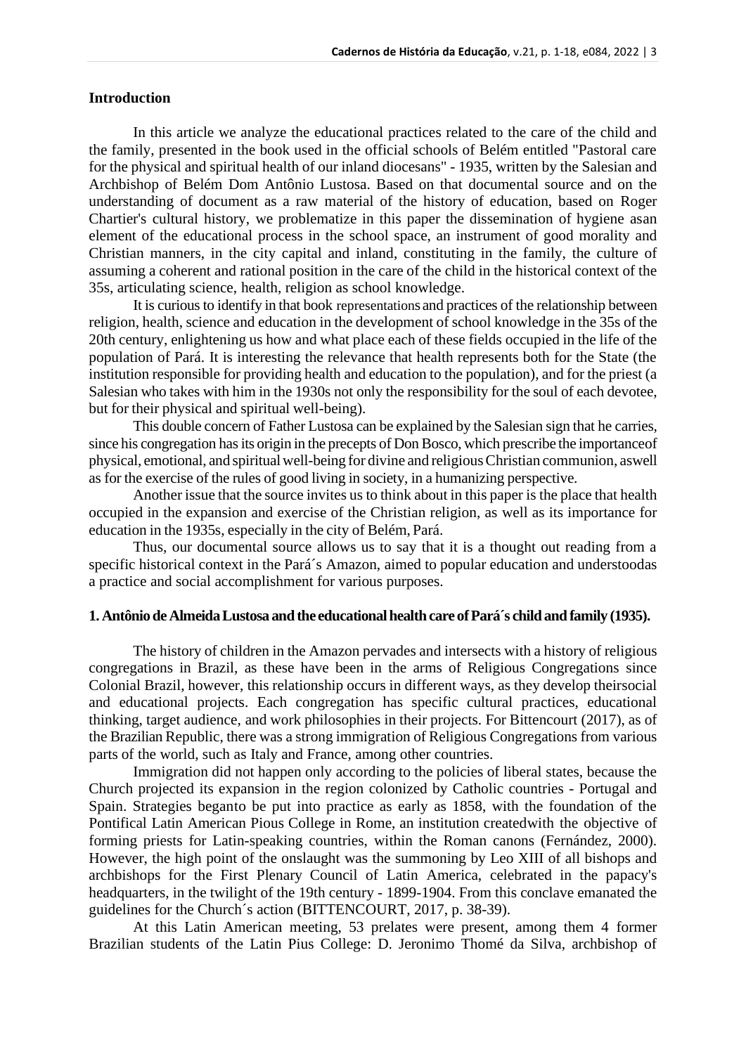## Introduction

In this article we analyze the educational practices related to the care of the child and the family, presented in the book used in the official schools of Belém entitled "Pastoral care for the physical and spiritual health of our inland diocesans" - 1935, written by the Salesian and Archbishop of Belém Dom Antônio Lustosa. Based on that documental source and on the understanding of document as a raw material of the history of education, based on Roger Chartier's cultural history, we problematize in this paper the dissemination of hygiene asan element of the educational process in the school space, an instrument of good morality and Christian manners, in the city capital and inland, constituting in the family, the culture of assuming a coherent and rational position in the care of the child in the historical context of the 35s, articulating science, health, religion as school knowledge.

It is curious to identify in that book representations and practices of the relationship between religion, health, science and education in the development of school knowledge in the 35s of the 20th century, enlightening us how and what place each of these fields occupied in the life of the population of Pará. It is interesting the relevance that health represents both for the State (the institution responsible for providing health and education to the population), and for the priest (a Salesian who takes with him in the 1930s not only the responsibility for the soul of each devotee, but for their physical and spiritual well-being).

This double concern of Father Lustosa can be explained by the Salesian sign that he carries, since his congregation has its origin in the precepts of Don Bosco, which prescribe the importanceof physical, emotional, and spiritual well-being for divine and religious Christian communion, aswell as for the exercise of the rules of good living in society, in a humanizing perspective.

Another issue that the source invites us to think about in this paper is the place that health occupied in the expansion and exercise of the Christian religion, as well as its importance for education in the 1935s, especially in the city of Belém, Pará.

Thus, our documental source allows us to say that it is a thought out reading from a specific historical context in the Pará´s Amazon, aimed to popular education and understoodas a practice and social accomplishment for various purposes.

## 1. Antônio de Almeida Lustosa and the educational health care of Pará´s child and family (1935).

The history of children in the Amazon pervades and intersects with a history of religious congregations in Brazil, as these have been in the arms of Religious Congregations since Colonial Brazil, however, this relationship occurs in different ways, as they develop theirsocial and educational projects. Each congregation has specific cultural practices, educational thinking, target audience, and work philosophies in their projects. For Bittencourt (2017), as of the Brazilian Republic, there was a strong immigration of Religious Congregations from various parts of the world, such as Italy and France, among other countries.

Immigration did not happen only according to the policies of liberal states, because the Church projected its expansion in the region colonized by Catholic countries - Portugal and Spain. Strategies beganto be put into practice as early as 1858, with the foundation of the Pontifical Latin American Pious College in Rome, an institution createdwith the objective of forming priests for Latin-speaking countries, within the Roman canons (Fernández, 2000). However, the high point of the onslaught was the summoning by Leo XIII of all bishops and archbishops for the First Plenary Council of Latin America, celebrated in the papacy's headquarters, in the twilight of the 19th century - 1899-1904. From this conclave emanated the guidelines for the Church´s action (BITTENCOURT, 2017, p. 38-39).

At this Latin American meeting, 53 prelates were present, among them 4 former Brazilian students of the Latin Pius College: D. Jeronimo Thomé da Silva, archbishop of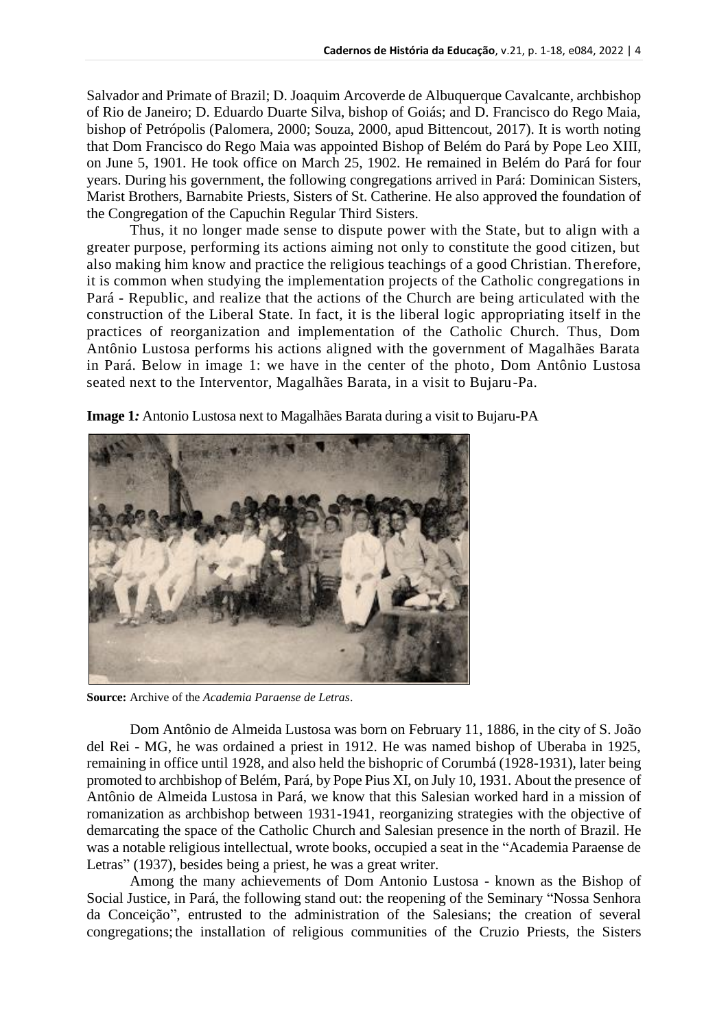Salvador and Primate of Brazil; D. Joaquim Arcoverde de Albuquerque Cavalcante, archbishop of Rio de Janeiro; D. Eduardo Duarte Silva, bishop of Goiás; and D. Francisco do Rego Maia, bishop of Petrópolis (Palomera, 2000; Souza, 2000, apud Bittencout, 2017). It is worth noting that Dom Francisco do Rego Maia was appointed Bishop of Belém do Pará by Pope Leo XIII, on June 5, 1901. He took office on March 25, 1902. He remained in Belém do Pará for four years. During his government, the following congregations arrived in Pará: Dominican Sisters, Marist Brothers, Barnabite Priests, Sisters of St. Catherine. He also approved the foundation of the Congregation of the Capuchin Regular Third Sisters.

Thus, it no longer made sense to dispute power with the State, but to align with a greater purpose, performing its actions aiming not only to constitute the good citizen, but also making him know and practice the religious teachings of a good Christian. Therefore, it is common when studying the implementation projects of the Catholic congregations in Pará - Republic, and realize that the actions of the Church are being articulated with the construction of the Liberal State. In fact, it is the liberal logic appropriating itself in the practices of reorganization and implementation of the Catholic Church. Thus, Dom Antônio Lustosa performs his actions aligned with the government of Magalhães Barata in Pará. Below in image 1: we have in the center of the photo, Dom Antônio Lustosa seated next to the Interventor, Magalhães Barata, in a visit to Bujaru-Pa.

**Image 1***:* Antonio Lustosa next to Magalhães Barata during a visit to Bujaru-PA

**Source:** Archive of the *Academia Paraense de Letras*.

Dom Antônio de Almeida Lustosa was born on February 11, 1886, in the city of S. João del Rei - MG, he was ordained a priest in 1912. He was named bishop of Uberaba in 1925, remaining in office until 1928, and also held the bishopric of Corumbá (1928-1931), later being promoted to archbishop of Belém, Pará, by Pope Pius XI, on July 10, 1931. About the presence of Antônio de Almeida Lustosa in Pará, we know that this Salesian worked hard in a mission of romanization as archbishop between 1931-1941, reorganizing strategies with the objective of demarcating the space of the Catholic Church and Salesian presence in the north of Brazil. He was a notable religious intellectual, wrote books, occupied a seat in the "Academia Paraense de Letras" (1937), besides being a priest, he was a great writer.

Among the many achievements of Dom Antonio Lustosa - known as the Bishop of Social Justice, in Pará, the following stand out: the reopening of the Seminary "Nossa Senhora da Conceição", entrusted to the administration of the Salesians; the creation of several congregations; the installation of religious communities of the Cruzio Priests, the Sisters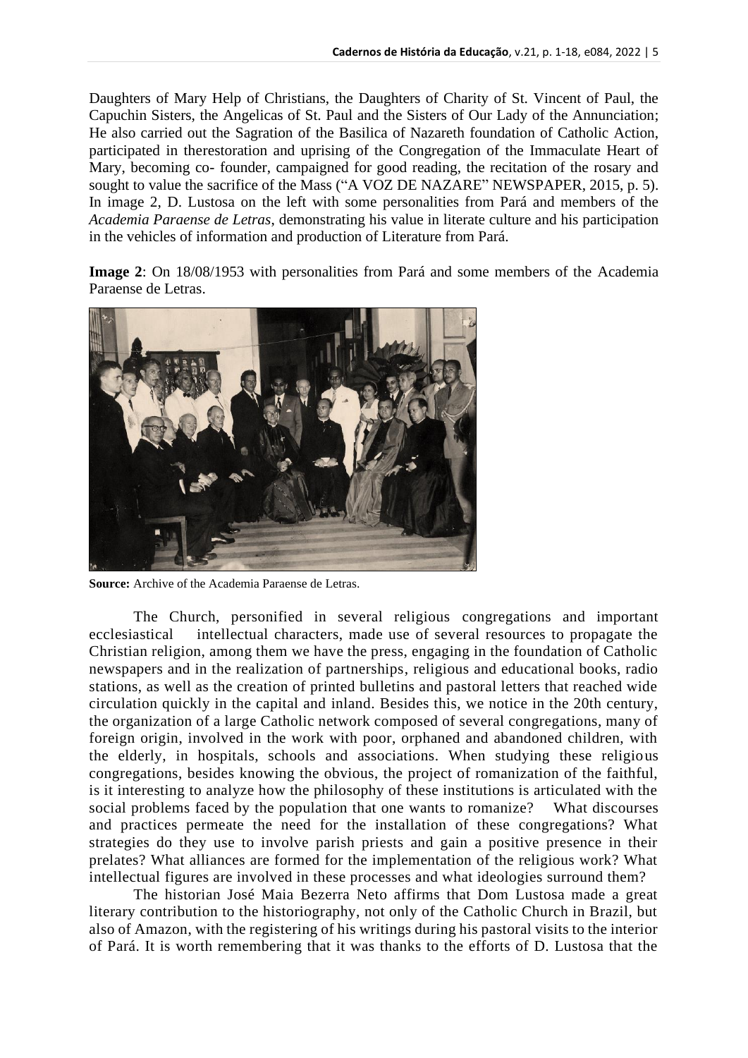Daughters of Mary Help of Christians, the Daughters of Charity of St. Vincent of Paul, the Capuchin Sisters, the Angelicas of St. Paul and the Sisters of Our Lady of the Annunciation; He also carried out the Sagration of the Basilica of Nazareth foundation of Catholic Action, participated in therestoration and uprising of the Congregation of the Immaculate Heart of Mary, becoming co- founder, campaigned for good reading, the recitation of the rosary and sought to value the sacrifice of the Mass ("A VOZ DE NAZARE" NEWSPAPER, 2015, p. 5). In image 2, D. Lustosa on the left with some personalities from Pará and members of the *Academia Paraense de Letras*, demonstrating his value in literate culture and his participation in the vehicles of information and production of Literature from Pará.

**Image 2**: On 18/08/1953 with personalities from Pará and some members of the Academia Paraense de Letras.

**Source:** Archive of the Academia Paraense de Letras.

The Church, personified in several religious congregations and important ecclesiastical intellectual characters, made use of several resources to propagate the Christian religion, among them we have the press, engaging in the foundation of Catholic newspapers and in the realization of partnerships, religious and educational books, radio stations, as well as the creation of printed bulletins and pastoral letters that reached wide circulation quickly in the capital and inland. Besides this, we notice in the 20th century, the organization of a large Catholic network composed of several congregations, many of foreign origin, involved in the work with poor, orphaned and abandoned children, with the elderly, in hospitals, schools and associations. When studying these religious congregations, besides knowing the obvious, the project of romanization of the faithful, is it interesting to analyze how the philosophy of these institutions is articulated with the social problems faced by the population that one wants to romanize? What discourses and practices permeate the need for the installation of these congregations? What strategies do they use to involve parish priests and gain a positive presence in their prelates? What alliances are formed for the implementation of the religious work? What intellectual figures are involved in these processes and what ideologies surround them?

The historian José Maia Bezerra Neto affirms that Dom Lustosa made a great literary contribution to the historiography, not only of the Catholic Church in Brazil, but also of Amazon, with the registering of his writings during his pastoral visits to the interior of Pará. It is worth remembering that it was thanks to the efforts of D. Lustosa that the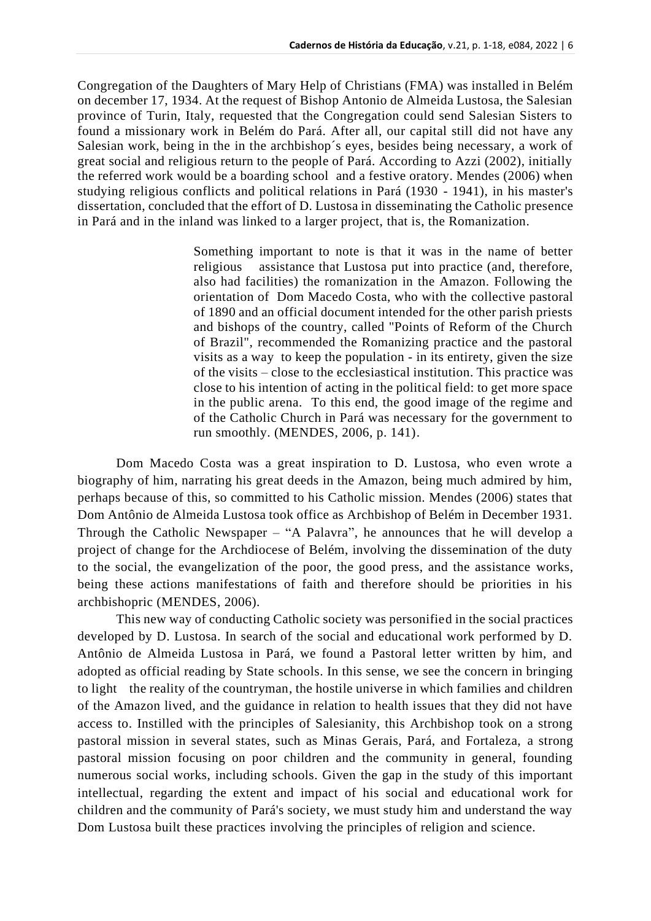Congregation of the Daughters of Mary Help of Christians (FMA) was installed in Belém on december 17, 1934. At the request of Bishop Antonio de Almeida Lustosa, the Salesian province of Turin, Italy, requested that the Congregation could send Salesian Sisters to found a missionary work in Belém do Pará. After all, our capital still did not have any Salesian work, being in the in the archbishop´s eyes, besides being necessary, a work of great social and religious return to the people of Pará. According to Azzi (2002), initially the referred work would be a boarding school and a festive oratory. Mendes (2006) when studying religious conflicts and political relations in Pará (1930 - 1941), in his master's dissertation, concluded that the effort of D. Lustosa in disseminating the Catholic presence in Pará and in the inland was linked to a larger project, that is, the Romanization.

> Something important to note is that it was in the name of better religious assistance that Lustosa put into practice (and, therefore, also had facilities) the romanization in the Amazon. Following the orientation of Dom Macedo Costa, who with the collective pastoral of 1890 and an official document intended for the other parish priests and bishops of the country, called "Points of Reform of the Church of Brazil", recommended the Romanizing practice and the pastoral visits as a way to keep the population - in its entirety, given the size of the visits – close to the ecclesiastical institution. This practice was close to his intention of acting in the political field: to get more space in the public arena. To this end, the good image of the regime and of the Catholic Church in Pará was necessary for the government to run smoothly. (MENDES, 2006, p. 141).

Dom Macedo Costa was a great inspiration to D. Lustosa, who even wrote a biography of him, narrating his great deeds in the Amazon, being much admired by him, perhaps because of this, so committed to his Catholic mission. Mendes (2006) states that Dom Antônio de Almeida Lustosa took office as Archbishop of Belém in December 1931. Through the Catholic Newspaper – "A Palavra", he announces that he will develop a project of change for the Archdiocese of Belém, involving the dissemination of the duty to the social, the evangelization of the poor, the good press, and the assistance works, being these actions manifestations of faith and therefore should be priorities in his archbishopric (MENDES, 2006).

This new way of conducting Catholic society was personified in the social practices developed by D. Lustosa. In search of the social and educational work performed by D. Antônio de Almeida Lustosa in Pará, we found a Pastoral letter written by him, and adopted as official reading by State schools. In this sense, we see the concern in bringing to light the reality of the countryman, the hostile universe in which families and children of the Amazon lived, and the guidance in relation to health issues that they did not have access to. Instilled with the principles of Salesianity, this Archbishop took on a strong pastoral mission in several states, such as Minas Gerais, Pará, and Fortaleza, a strong pastoral mission focusing on poor children and the community in general, founding numerous social works, including schools. Given the gap in the study of this important intellectual, regarding the extent and impact of his social and educational work for children and the community of Pará's society, we must study him and understand the way Dom Lustosa built these practices involving the principles of religion and science.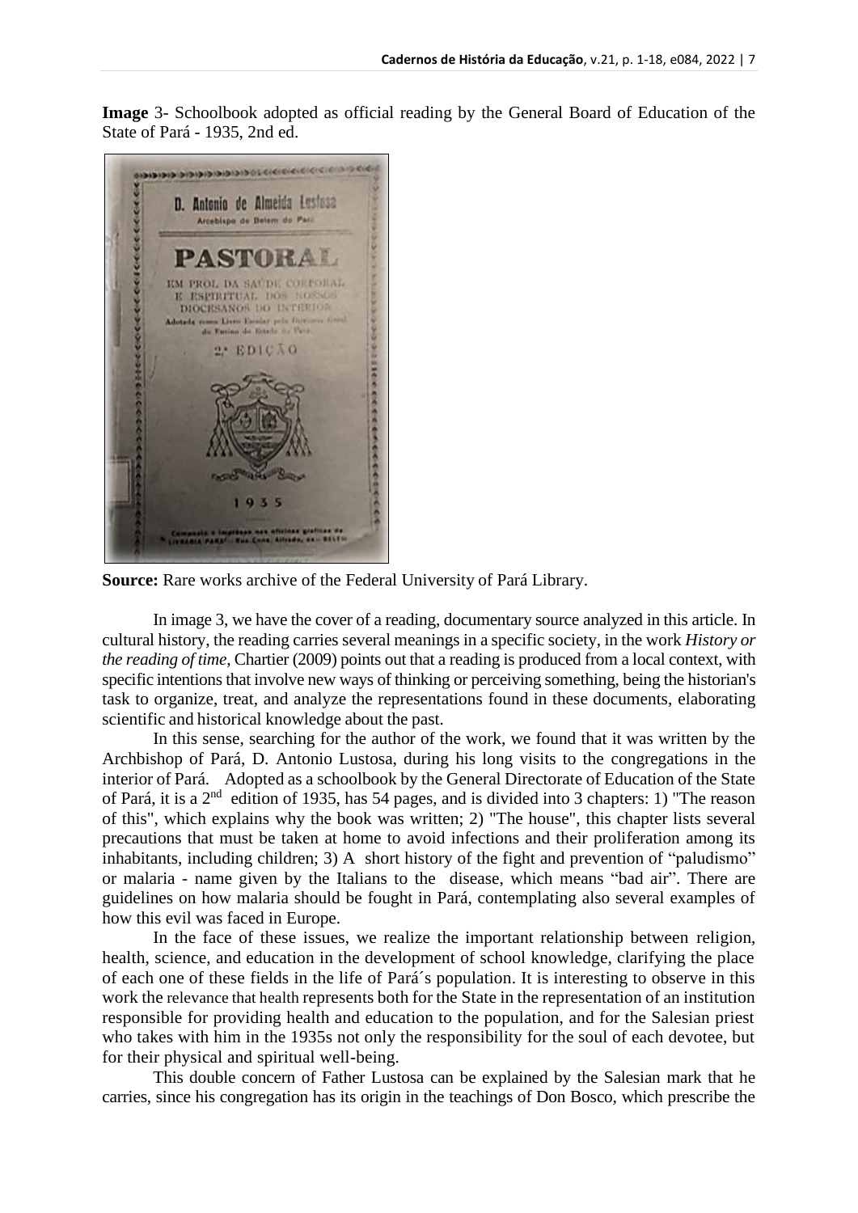**Image** 3- Schoolbook adopted as official reading by the General Board of Education of the State of Pará - 1935, 2nd ed.

**Source:** Rare works archive of the Federal University of Pará Library.

In image 3, we have the cover of a reading, documentary source analyzed in this article. In cultural history, the reading carries several meanings in a specific society, in the work *History or the reading of time*, Chartier (2009) points out that a reading is produced from a local context, with specific intentions that involve new ways of thinking or perceiving something, being the historian's task to organize, treat, and analyze the representations found in these documents, elaborating scientific and historical knowledge about the past.

In this sense, searching for the author of the work, we found that it was written by the Archbishop of Pará, D. Antonio Lustosa, during his long visits to the congregations in the interior of Pará. Adopted as a schoolbook by the General Directorate of Education of the State of Pará, it is a 2nd edition of 1935, has 54 pages, and is divided into 3 chapters: 1) "The reason of this", which explains why the book was written; 2) "The house", this chapter lists several precautions that must be taken at home to avoid infections and their proliferation among its inhabitants, including children; 3) A short history of the fight and prevention of "paludismo" or malaria - name given by the Italians to the disease, which means "bad air". There are guidelines on how malaria should be fought in Pará, contemplating also several examples of how this evil was faced in Europe.

In the face of these issues, we realize the important relationship between religion, health, science, and education in the development of school knowledge, clarifying the place of each one of these fields in the life of Pará´s population. It is interesting to observe in this work the relevance that health represents both for the State in the representation of an institution responsible for providing health and education to the population, and for the Salesian priest who takes with him in the 1935s not only the responsibility for the soul of each devotee, but for their physical and spiritual well-being.

This double concern of Father Lustosa can be explained by the Salesian mark that he carries, since his congregation has its origin in the teachings of Don Bosco, which prescribe the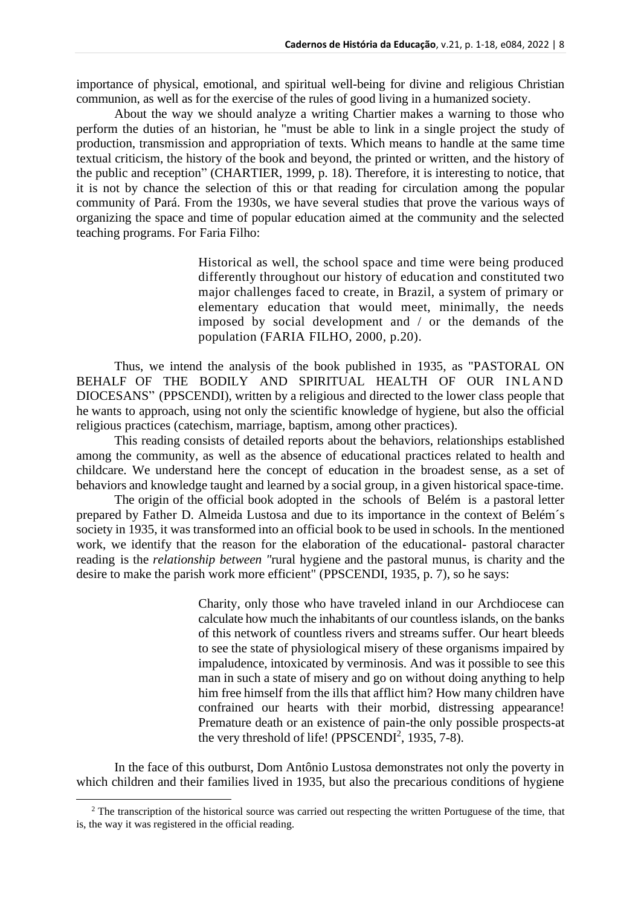importance of physical, emotional, and spiritual well-being for divine and religious Christian communion, as well as for the exercise of the rules of good living in a humanized society.

About the way we should analyze a writing Chartier makes a warning to those who perform the duties of an historian, he "must be able to link in a single project the study of production, transmission and appropriation of texts. Which means to handle at the same time textual criticism, the history of the book and beyond, the printed or written, and the history of the public and reception" (CHARTIER, 1999, p. 18). Therefore, it is interesting to notice, that it is not by chance the selection of this or that reading for circulation among the popular community of Pará. From the 1930s, we have several studies that prove the various ways of organizing the space and time of popular education aimed at the community and the selected teaching programs. For Faria Filho:

> Historical as well, the school space and time were being produced differently throughout our history of education and constituted two major challenges faced to create, in Brazil, a system of primary or elementary education that would meet, minimally, the needs imposed by social development and / or the demands of the population (FARIA FILHO, 2000, p.20).

Thus, we intend the analysis of the book published in 1935, as "PASTORAL ON BEHALF OF THE BODILY AND SPIRITUAL HEALTH OF OUR INLAND DIOCESANS" (PPSCENDI), written by a religious and directed to the lower class people that he wants to approach, using not only the scientific knowledge of hygiene, but also the official religious practices (catechism, marriage, baptism, among other practices).

This reading consists of detailed reports about the behaviors, relationships established among the community, as well as the absence of educational practices related to health and childcare. We understand here the concept of education in the broadest sense, as a set of behaviors and knowledge taught and learned by a social group, in a given historical space-time.

The origin of the official book adopted in the schools of Belém is a pastoral letter prepared by Father D. Almeida Lustosa and due to its importance in the context of Belém´s society in 1935, it was transformed into an official book to be used in schools. In the mentioned work, we identify that the reason for the elaboration of the educational- pastoral character reading is the *relationship between "*rural hygiene and the pastoral munus, is charity and the desire to make the parish work more efficient" (PPSCENDI, 1935, p. 7), so he says:

> Charity, only those who have traveled inland in our Archdiocese can calculate how much the inhabitants of our countless islands, on the banks of this network of countless rivers and streams suffer. Our heart bleeds to see the state of physiological misery of these organisms impaired by impaludence, intoxicated by verminosis. And was it possible to see this man in such a state of misery and go on without doing anything to help him free himself from the ills that afflict him? How many children have confrained our hearts with their morbid, distressing appearance! Premature death or an existence of pain-the only possible prospects-at the very threshold of life! (PPSCENDI[2], 1935, 7-8).

In the face of this outburst, Dom Antônio Lustosa demonstrates not only the poverty in which children and their families lived in 1935, but also the precarious conditions of hygiene

[2] The transcription of the historical source was carried out respecting the written Portuguese of the time, that is, the way it was registered in the official reading.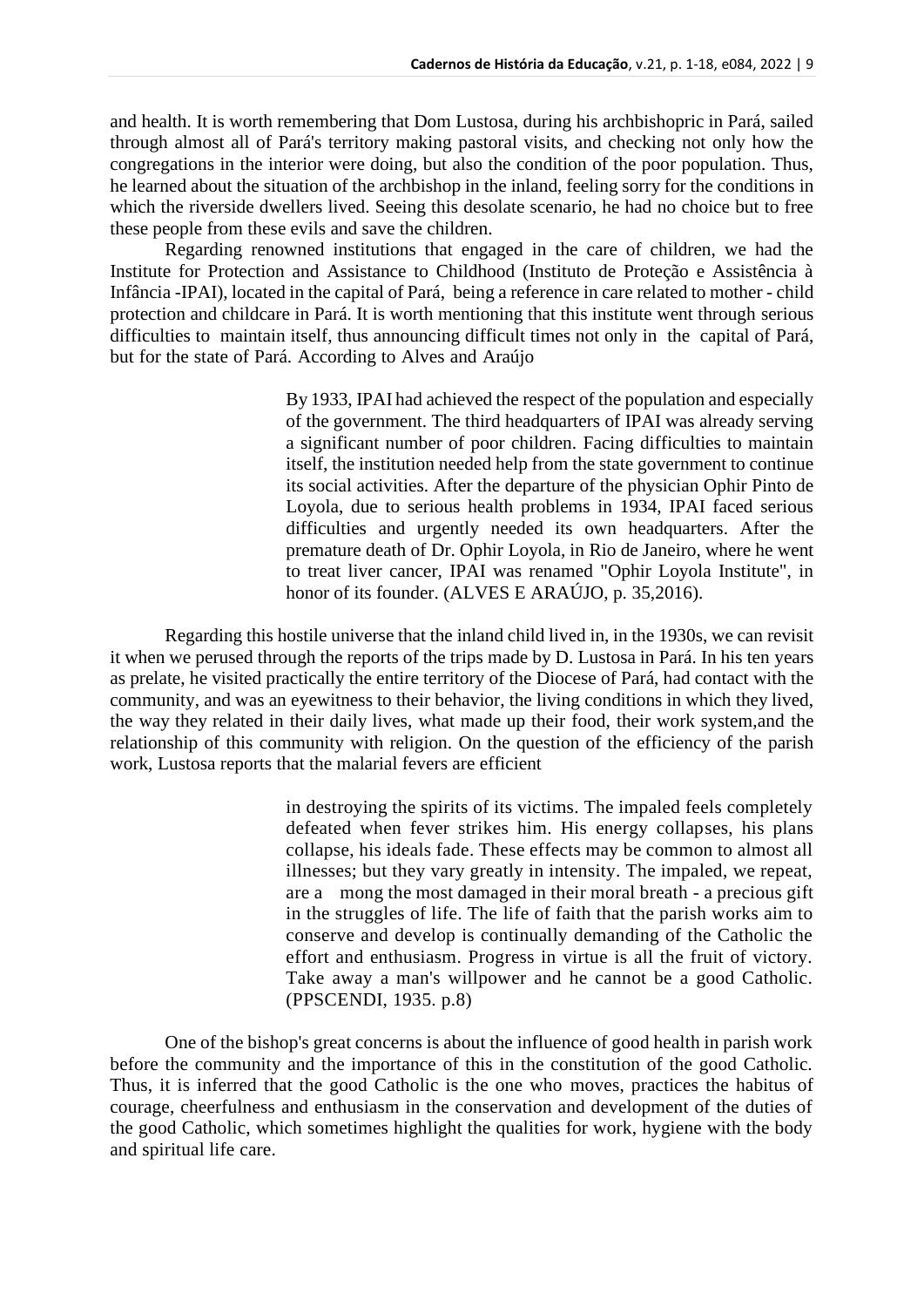and health. It is worth remembering that Dom Lustosa, during his archbishopric in Pará, sailed through almost all of Pará's territory making pastoral visits, and checking not only how the congregations in the interior were doing, but also the condition of the poor population. Thus, he learned about the situation of the archbishop in the inland, feeling sorry for the conditions in which the riverside dwellers lived. Seeing this desolate scenario, he had no choice but to free these people from these evils and save the children.

Regarding renowned institutions that engaged in the care of children, we had the Institute for Protection and Assistance to Childhood (Instituto de Proteção e Assistência à Infância -IPAI), located in the capital of Pará, being a reference in care related to mother - child protection and childcare in Pará. It is worth mentioning that this institute went through serious difficulties to maintain itself, thus announcing difficult times not only in the capital of Pará, but for the state of Pará. According to Alves and Araújo

> By 1933, IPAI had achieved the respect of the population and especially of the government. The third headquarters of IPAI was already serving a significant number of poor children. Facing difficulties to maintain itself, the institution needed help from the state government to continue its social activities. After the departure of the physician Ophir Pinto de Loyola, due to serious health problems in 1934, IPAI faced serious difficulties and urgently needed its own headquarters. After the premature death of Dr. Ophir Loyola, in Rio de Janeiro, where he went to treat liver cancer, IPAI was renamed "Ophir Loyola Institute", in honor of its founder. (ALVES E ARAÚJO, p. 35,2016).

Regarding this hostile universe that the inland child lived in, in the 1930s, we can revisit it when we perused through the reports of the trips made by D. Lustosa in Pará. In his ten years as prelate, he visited practically the entire territory of the Diocese of Pará, had contact with the community, and was an eyewitness to their behavior, the living conditions in which they lived, the way they related in their daily lives, what made up their food, their work system,and the relationship of this community with religion. On the question of the efficiency of the parish work, Lustosa reports that the malarial fevers are efficient

> in destroying the spirits of its victims. The impaled feels completely defeated when fever strikes him. His energy collapses, his plans collapse, his ideals fade. These effects may be common to almost all illnesses; but they vary greatly in intensity. The impaled, we repeat, are a mong the most damaged in their moral breath - a precious gift in the struggles of life. The life of faith that the parish works aim to conserve and develop is continually demanding of the Catholic the effort and enthusiasm. Progress in virtue is all the fruit of victory. Take away a man's willpower and he cannot be a good Catholic. (PPSCENDI, 1935. p.8)

One of the bishop's great concerns is about the influence of good health in parish work before the community and the importance of this in the constitution of the good Catholic. Thus, it is inferred that the good Catholic is the one who moves, practices the habitus of courage, cheerfulness and enthusiasm in the conservation and development of the duties of the good Catholic, which sometimes highlight the qualities for work, hygiene with the body and spiritual life care.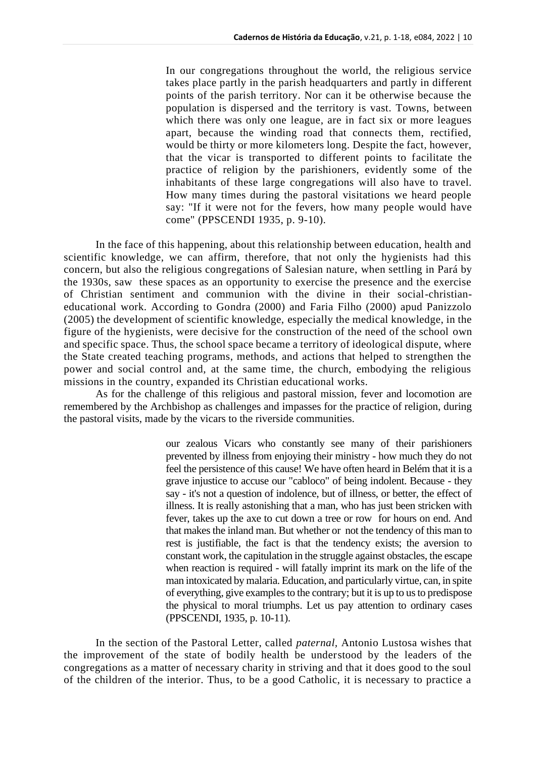> In our congregations throughout the world, the religious service takes place partly in the parish headquarters and partly in different points of the parish territory. Nor can it be otherwise because the population is dispersed and the territory is vast. Towns, between which there was only one league, are in fact six or more leagues apart, because the winding road that connects them, rectified, would be thirty or more kilometers long. Despite the fact, however, that the vicar is transported to different points to facilitate the practice of religion by the parishioners, evidently some of the inhabitants of these large congregations will also have to travel. How many times during the pastoral visitations we heard people say: "If it were not for the fevers, how many people would have come" (PPSCENDI 1935, p. 9-10).

In the face of this happening, about this relationship between education, health and scientific knowledge, we can affirm, therefore, that not only the hygienists had this concern, but also the religious congregations of Salesian nature, when settling in Pará by the 1930s, saw these spaces as an opportunity to exercise the presence and the exercise of Christian sentiment and communion with the divine in their social-christian-educational work. According to Gondra (2000) and Faria Filho (2000) apud Panizzolo (2005) the development of scientific knowledge, especially the medical knowledge, in the figure of the hygienists, were decisive for the construction of the need of the school own and specific space. Thus, the school space became a territory of ideological dispute, where the State created teaching programs, methods, and actions that helped to strengthen the power and social control and, at the same time, the church, embodying the religious missions in the country, expanded its Christian educational works.

As for the challenge of this religious and pastoral mission, fever and locomotion are remembered by the Archbishop as challenges and impasses for the practice of religion, during the pastoral visits, made by the vicars to the riverside communities.

> our zealous Vicars who constantly see many of their parishioners prevented by illness from enjoying their ministry - how much they do not feel the persistence of this cause! We have often heard in Belém that it is a grave injustice to accuse our "cabloco" of being indolent. Because - they say - it's not a question of indolence, but of illness, or better, the effect of illness. It is really astonishing that a man, who has just been stricken with fever, takes up the axe to cut down a tree or row for hours on end. And that makes the inland man. But whether or not the tendency of this man to rest is justifiable, the fact is that the tendency exists; the aversion to constant work, the capitulation in the struggle against obstacles, the escape when reaction is required - will fatally imprint its mark on the life of the man intoxicated by malaria. Education, and particularly virtue, can, in spite of everything, give examples to the contrary; but it is up to us to predispose the physical to moral triumphs. Let us pay attention to ordinary cases (PPSCENDI, 1935, p. 10-11).

In the section of the Pastoral Letter, called *paternal*, Antonio Lustosa wishes that the improvement of the state of bodily health be understood by the leaders of the congregations as a matter of necessary charity in striving and that it does good to the soul of the children of the interior. Thus, to be a good Catholic, it is necessary to practice a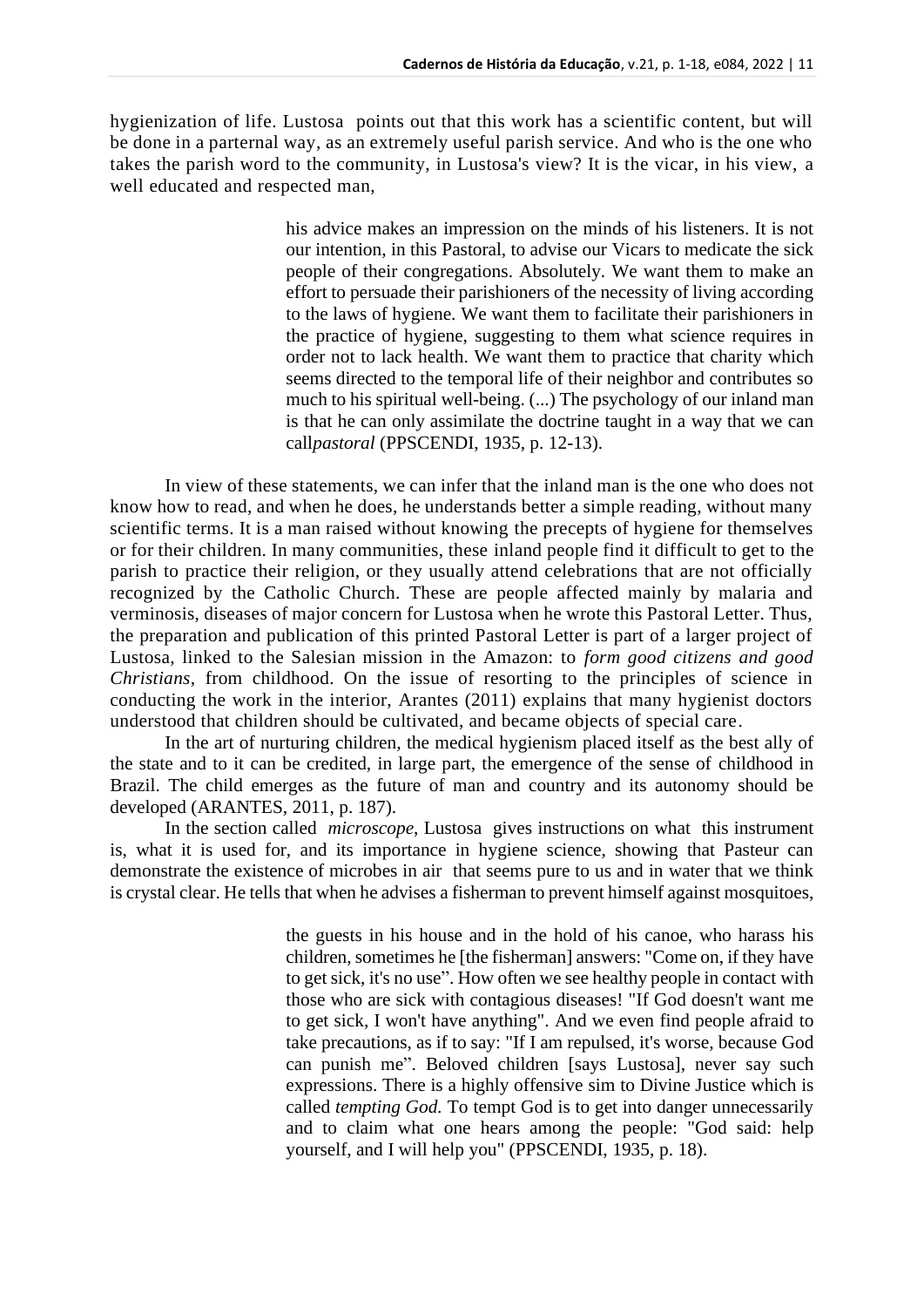hygienization of life. Lustosa points out that this work has a scientific content, but will be done in a parternal way, as an extremely useful parish service. And who is the one who takes the parish word to the community, in Lustosa's view? It is the vicar, in his view, a well educated and respected man,

> his advice makes an impression on the minds of his listeners. It is not our intention, in this Pastoral, to advise our Vicars to medicate the sick people of their congregations. Absolutely. We want them to make an effort to persuade their parishioners of the necessity of living according to the laws of hygiene. We want them to facilitate their parishioners in the practice of hygiene, suggesting to them what science requires in order not to lack health. We want them to practice that charity which seems directed to the temporal life of their neighbor and contributes so much to his spiritual well-being. (...) The psychology of our inland man is that he can only assimilate the doctrine taught in a way that we can call*pastoral* (PPSCENDI, 1935, p. 12-13).

In view of these statements, we can infer that the inland man is the one who does not know how to read, and when he does, he understands better a simple reading, without many scientific terms. It is a man raised without knowing the precepts of hygiene for themselves or for their children. In many communities, these inland people find it difficult to get to the parish to practice their religion, or they usually attend celebrations that are not officially recognized by the Catholic Church. These are people affected mainly by malaria and verminosis, diseases of major concern for Lustosa when he wrote this Pastoral Letter. Thus, the preparation and publication of this printed Pastoral Letter is part of a larger project of Lustosa, linked to the Salesian mission in the Amazon: to *form good citizens and good Christians*, from childhood. On the issue of resorting to the principles of science in conducting the work in the interior, Arantes (2011) explains that many hygienist doctors understood that children should be cultivated, and became objects of special care.

In the art of nurturing children, the medical hygienism placed itself as the best ally of the state and to it can be credited, in large part, the emergence of the sense of childhood in Brazil. The child emerges as the future of man and country and its autonomy should be developed (ARANTES, 2011, p. 187).

In the section called *microscope*, Lustosa gives instructions on what this instrument is, what it is used for, and its importance in hygiene science, showing that Pasteur can demonstrate the existence of microbes in air that seems pure to us and in water that we think is crystal clear. He tells that when he advises a fisherman to prevent himself against mosquitoes,

> the guests in his house and in the hold of his canoe, who harass his children, sometimes he [the fisherman] answers: "Come on, if they have to get sick, it's no use". How often we see healthy people in contact with those who are sick with contagious diseases! "If God doesn't want me to get sick, I won't have anything". And we even find people afraid to take precautions, as if to say: "If I am repulsed, it's worse, because God can punish me". Beloved children [says Lustosa], never say such expressions. There is a highly offensive sim to Divine Justice which is called *tempting God.* To tempt God is to get into danger unnecessarily and to claim what one hears among the people: "God said: help yourself, and I will help you" (PPSCENDI, 1935, p. 18).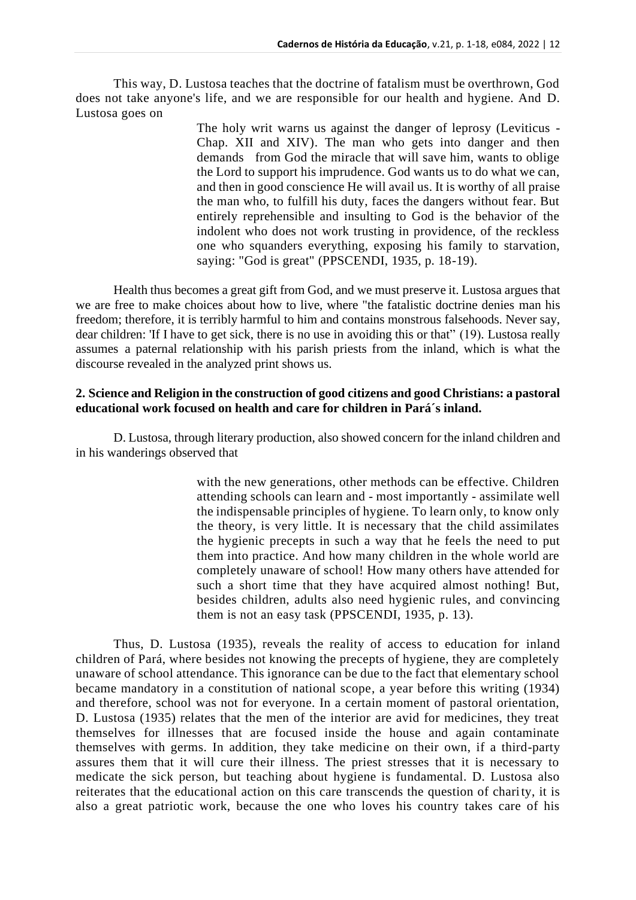This way, D. Lustosa teaches that the doctrine of fatalism must be overthrown, God does not take anyone's life, and we are responsible for our health and hygiene. And D. Lustosa goes on

> The holy writ warns us against the danger of leprosy (Leviticus - Chap. XII and XIV). The man who gets into danger and then demands from God the miracle that will save him, wants to oblige the Lord to support his imprudence. God wants us to do what we can, and then in good conscience He will avail us. It is worthy of all praise the man who, to fulfill his duty, faces the dangers without fear. But entirely reprehensible and insulting to God is the behavior of the indolent who does not work trusting in providence, of the reckless one who squanders everything, exposing his family to starvation, saying: "God is great" (PPSCENDI, 1935, p. 18-19).

Health thus becomes a great gift from God, and we must preserve it. Lustosa argues that we are free to make choices about how to live, where "the fatalistic doctrine denies man his freedom; therefore, it is terribly harmful to him and contains monstrous falsehoods. Never say, dear children: 'If I have to get sick, there is no use in avoiding this or that" (19). Lustosa really assumes a paternal relationship with his parish priests from the inland, which is what the discourse revealed in the analyzed print shows us.

## 2. Science and Religion in the construction of good citizens and good Christians: a pastoral educational work focused on health and care for children in Pará´s inland.

D. Lustosa, through literary production, also showed concern for the inland children and in his wanderings observed that

> with the new generations, other methods can be effective. Children attending schools can learn and - most importantly - assimilate well the indispensable principles of hygiene. To learn only, to know only the theory, is very little. It is necessary that the child assimilates the hygienic precepts in such a way that he feels the need to put them into practice. And how many children in the whole world are completely unaware of school! How many others have attended for such a short time that they have acquired almost nothing! But, besides children, adults also need hygienic rules, and convincing them is not an easy task (PPSCENDI, 1935, p. 13).

Thus, D. Lustosa (1935), reveals the reality of access to education for inland children of Pará, where besides not knowing the precepts of hygiene, they are completely unaware of school attendance. This ignorance can be due to the fact that elementary school became mandatory in a constitution of national scope, a year before this writing (1934) and therefore, school was not for everyone. In a certain moment of pastoral orientation, D. Lustosa (1935) relates that the men of the interior are avid for medicines, they treat themselves for illnesses that are focused inside the house and again contaminate themselves with germs. In addition, they take medicine on their own, if a third-party assures them that it will cure their illness. The priest stresses that it is necessary to medicate the sick person, but teaching about hygiene is fundamental. D. Lustosa also reiterates that the educational action on this care transcends the question of charity, it is also a great patriotic work, because the one who loves his country takes care of his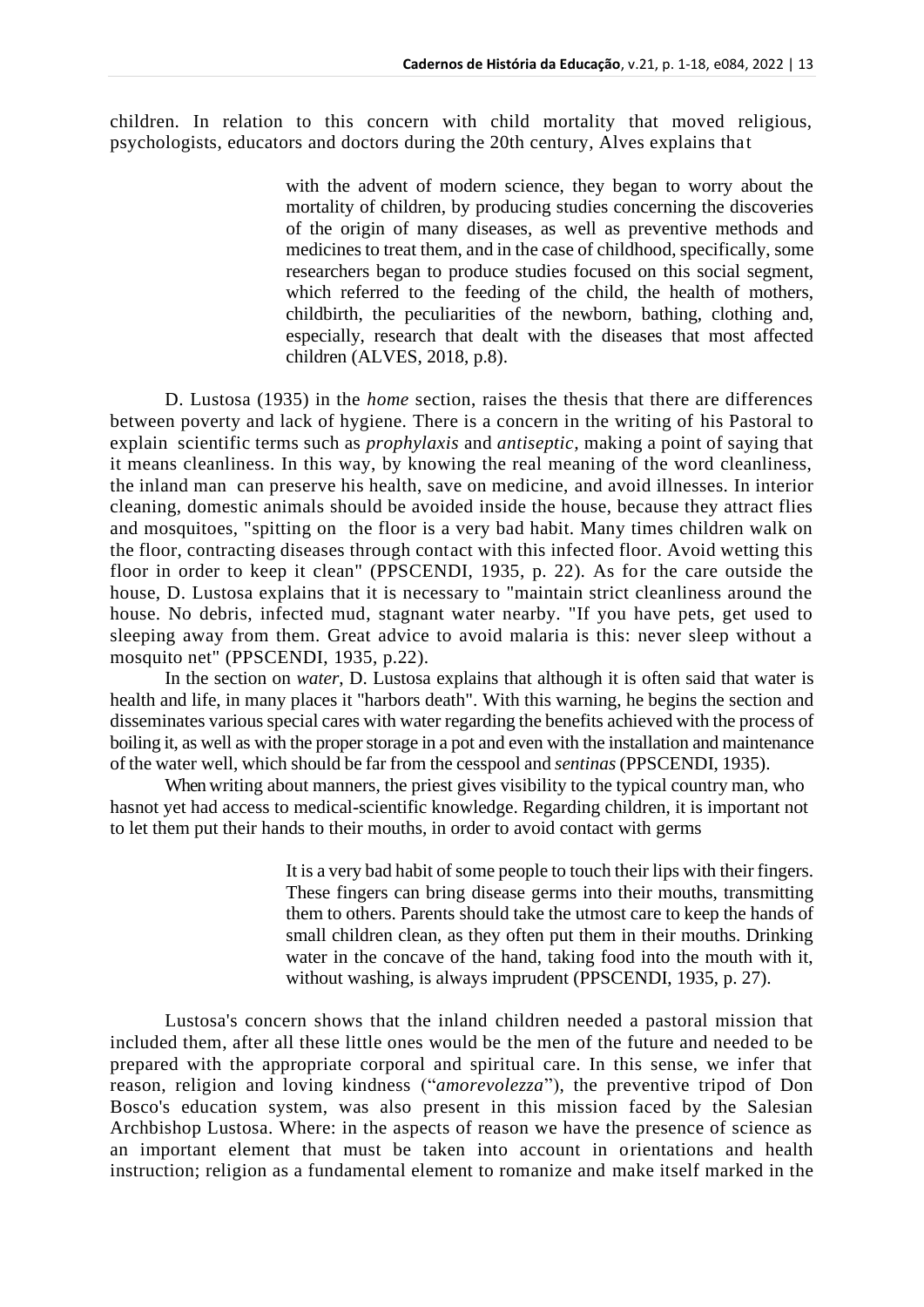children. In relation to this concern with child mortality that moved religious, psychologists, educators and doctors during the 20th century, Alves explains that

> with the advent of modern science, they began to worry about the mortality of children, by producing studies concerning the discoveries of the origin of many diseases, as well as preventive methods and medicines to treat them, and in the case of childhood, specifically, some researchers began to produce studies focused on this social segment, which referred to the feeding of the child, the health of mothers, childbirth, the peculiarities of the newborn, bathing, clothing and, especially, research that dealt with the diseases that most affected children (ALVES, 2018, p.8).

D. Lustosa (1935) in the *home* section, raises the thesis that there are differences between poverty and lack of hygiene. There is a concern in the writing of his Pastoral to explain scientific terms such as *prophylaxis* and *antiseptic*, making a point of saying that it means cleanliness. In this way, by knowing the real meaning of the word cleanliness, the inland man can preserve his health, save on medicine, and avoid illnesses. In interior cleaning, domestic animals should be avoided inside the house, because they attract flies and mosquitoes, "spitting on the floor is a very bad habit. Many times children walk on the floor, contracting diseases through contact with this infected floor. Avoid wetting this floor in order to keep it clean" (PPSCENDI, 1935, p. 22). As for the care outside the house, D. Lustosa explains that it is necessary to "maintain strict cleanliness around the house. No debris, infected mud, stagnant water nearby. "If you have pets, get used to sleeping away from them. Great advice to avoid malaria is this: never sleep without a mosquito net" (PPSCENDI, 1935, p.22).

In the section on *water*, D. Lustosa explains that although it is often said that water is health and life, in many places it "harbors death". With this warning, he begins the section and disseminates various special cares with water regarding the benefits achieved with the process of boiling it, as well as with the proper storage in a pot and even with the installation and maintenance of the water well, which should be far from the cesspool and *sentinas* (PPSCENDI, 1935).

When writing about manners, the priest gives visibility to the typical country man, who hasnot yet had access to medical-scientific knowledge. Regarding children, it is important not to let them put their hands to their mouths, in order to avoid contact with germs

> It is a very bad habit of some people to touch their lips with their fingers. These fingers can bring disease germs into their mouths, transmitting them to others. Parents should take the utmost care to keep the hands of small children clean, as they often put them in their mouths. Drinking water in the concave of the hand, taking food into the mouth with it, without washing, is always imprudent (PPSCENDI, 1935, p. 27).

Lustosa's concern shows that the inland children needed a pastoral mission that included them, after all these little ones would be the men of the future and needed to be prepared with the appropriate corporal and spiritual care. In this sense, we infer that reason, religion and loving kindness ("*amorevolezza*"), the preventive tripod of Don Bosco's education system, was also present in this mission faced by the Salesian Archbishop Lustosa. Where: in the aspects of reason we have the presence of science as an important element that must be taken into account in orientations and health instruction; religion as a fundamental element to romanize and make itself marked in the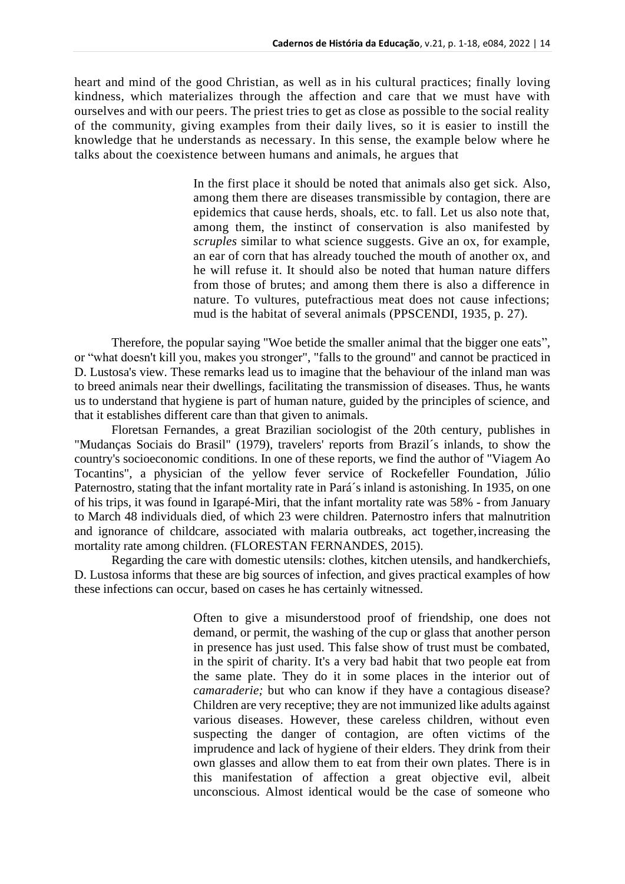heart and mind of the good Christian, as well as in his cultural practices; finally loving kindness, which materializes through the affection and care that we must have with ourselves and with our peers. The priest tries to get as close as possible to the social reality of the community, giving examples from their daily lives, so it is easier to instill the knowledge that he understands as necessary. In this sense, the example below where he talks about the coexistence between humans and animals, he argues that

> In the first place it should be noted that animals also get sick. Also, among them there are diseases transmissible by contagion, there are epidemics that cause herds, shoals, etc. to fall. Let us also note that, among them, the instinct of conservation is also manifested by *scruples* similar to what science suggests. Give an ox, for example, an ear of corn that has already touched the mouth of another ox, and he will refuse it. It should also be noted that human nature differs from those of brutes; and among them there is also a difference in nature. To vultures, putefractious meat does not cause infections; mud is the habitat of several animals (PPSCENDI, 1935, p. 27).

Therefore, the popular saying "Woe betide the smaller animal that the bigger one eats", or "what doesn't kill you, makes you stronger", "falls to the ground" and cannot be practiced in D. Lustosa's view. These remarks lead us to imagine that the behaviour of the inland man was to breed animals near their dwellings, facilitating the transmission of diseases. Thus, he wants us to understand that hygiene is part of human nature, guided by the principles of science, and that it establishes different care than that given to animals.

Floretsan Fernandes, a great Brazilian sociologist of the 20th century, publishes in "Mudanças Sociais do Brasil" (1979), travelers' reports from Brazil´s inlands, to show the country's socioeconomic conditions. In one of these reports, we find the author of "Viagem Ao Tocantins", a physician of the yellow fever service of Rockefeller Foundation, Júlio Paternostro, stating that the infant mortality rate in Pará´s inland is astonishing. In 1935, on one of his trips, it was found in Igarapé-Miri, that the infant mortality rate was 58% - from January to March 48 individuals died, of which 23 were children. Paternostro infers that malnutrition and ignorance of childcare, associated with malaria outbreaks, act together, increasing the mortality rate among children. (FLORESTAN FERNANDES, 2015).

Regarding the care with domestic utensils: clothes, kitchen utensils, and handkerchiefs, D. Lustosa informs that these are big sources of infection, and gives practical examples of how these infections can occur, based on cases he has certainly witnessed.

> Often to give a misunderstood proof of friendship, one does not demand, or permit, the washing of the cup or glass that another person in presence has just used. This false show of trust must be combated, in the spirit of charity. It's a very bad habit that two people eat from the same plate. They do it in some places in the interior out of *camaraderie;* but who can know if they have a contagious disease? Children are very receptive; they are not immunized like adults against various diseases. However, these careless children, without even suspecting the danger of contagion, are often victims of the imprudence and lack of hygiene of their elders. They drink from their own glasses and allow them to eat from their own plates. There is in this manifestation of affection a great objective evil, albeit unconscious. Almost identical would be the case of someone who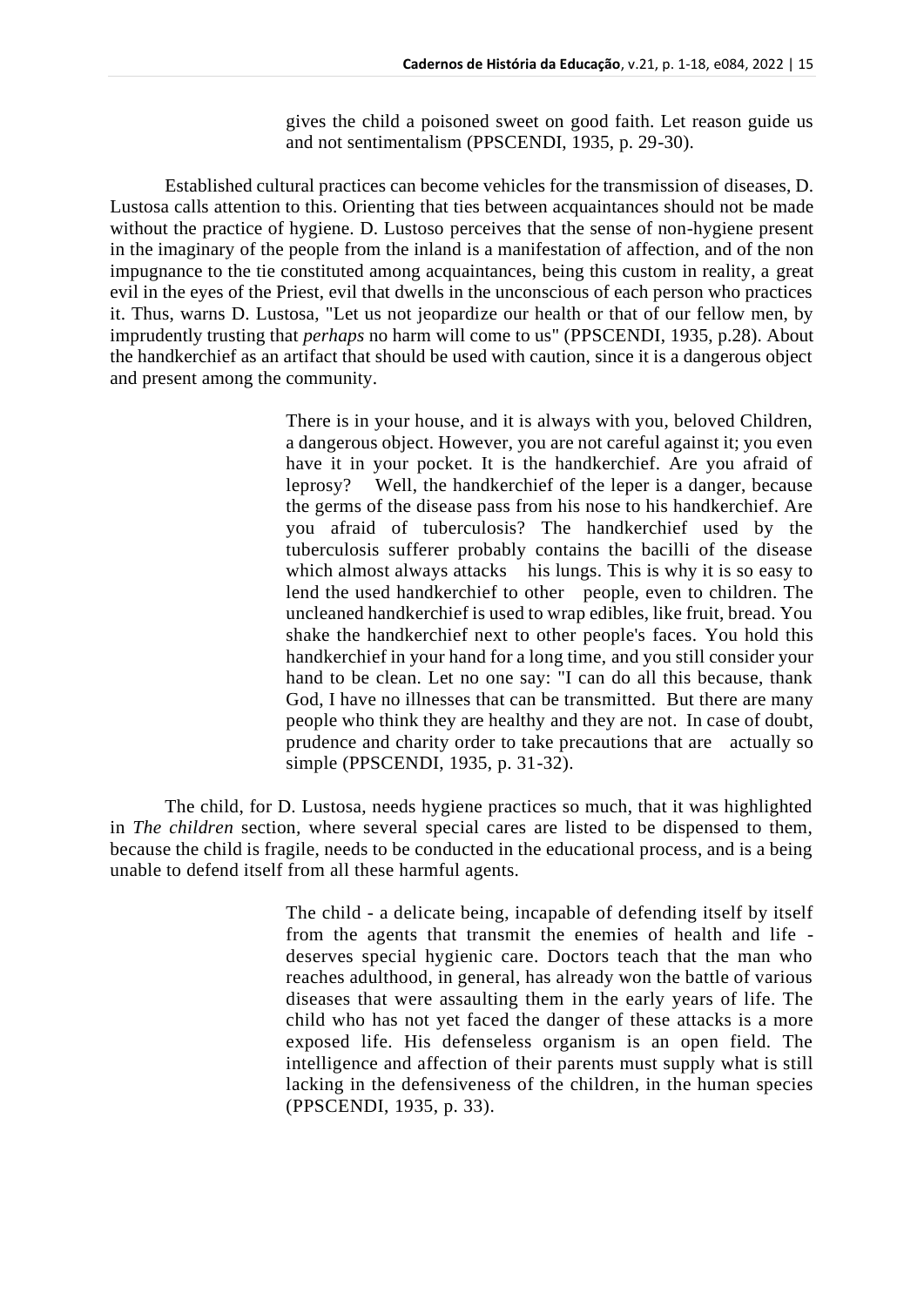> gives the child a poisoned sweet on good faith. Let reason guide us and not sentimentalism (PPSCENDI, 1935, p. 29-30).

Established cultural practices can become vehicles for the transmission of diseases, D. Lustosa calls attention to this. Orienting that ties between acquaintances should not be made without the practice of hygiene. D. Lustoso perceives that the sense of non-hygiene present in the imaginary of the people from the inland is a manifestation of affection, and of the non impugnance to the tie constituted among acquaintances, being this custom in reality, a great evil in the eyes of the Priest, evil that dwells in the unconscious of each person who practices it. Thus, warns D. Lustosa, "Let us not jeopardize our health or that of our fellow men, by imprudently trusting that *perhaps* no harm will come to us" (PPSCENDI, 1935, p.28). About the handkerchief as an artifact that should be used with caution, since it is a dangerous object and present among the community.

> There is in your house, and it is always with you, beloved Children, a dangerous object. However, you are not careful against it; you even have it in your pocket. It is the handkerchief. Are you afraid of leprosy? Well, the handkerchief of the leper is a danger, because the germs of the disease pass from his nose to his handkerchief. Are you afraid of tuberculosis? The handkerchief used by the tuberculosis sufferer probably contains the bacilli of the disease which almost always attacks his lungs. This is why it is so easy to lend the used handkerchief to other people, even to children. The uncleaned handkerchief is used to wrap edibles, like fruit, bread. You shake the handkerchief next to other people's faces. You hold this handkerchief in your hand for a long time, and you still consider your hand to be clean. Let no one say: "I can do all this because, thank God, I have no illnesses that can be transmitted. But there are many people who think they are healthy and they are not. In case of doubt, prudence and charity order to take precautions that are actually so simple (PPSCENDI, 1935, p. 31-32).

The child, for D. Lustosa, needs hygiene practices so much, that it was highlighted in *The children* section, where several special cares are listed to be dispensed to them, because the child is fragile, needs to be conducted in the educational process, and is a being unable to defend itself from all these harmful agents.

> The child - a delicate being, incapable of defending itself by itself from the agents that transmit the enemies of health and life - deserves special hygienic care. Doctors teach that the man who reaches adulthood, in general, has already won the battle of various diseases that were assaulting them in the early years of life. The child who has not yet faced the danger of these attacks is a more exposed life. His defenseless organism is an open field. The intelligence and affection of their parents must supply what is still lacking in the defensiveness of the children, in the human species (PPSCENDI, 1935, p. 33).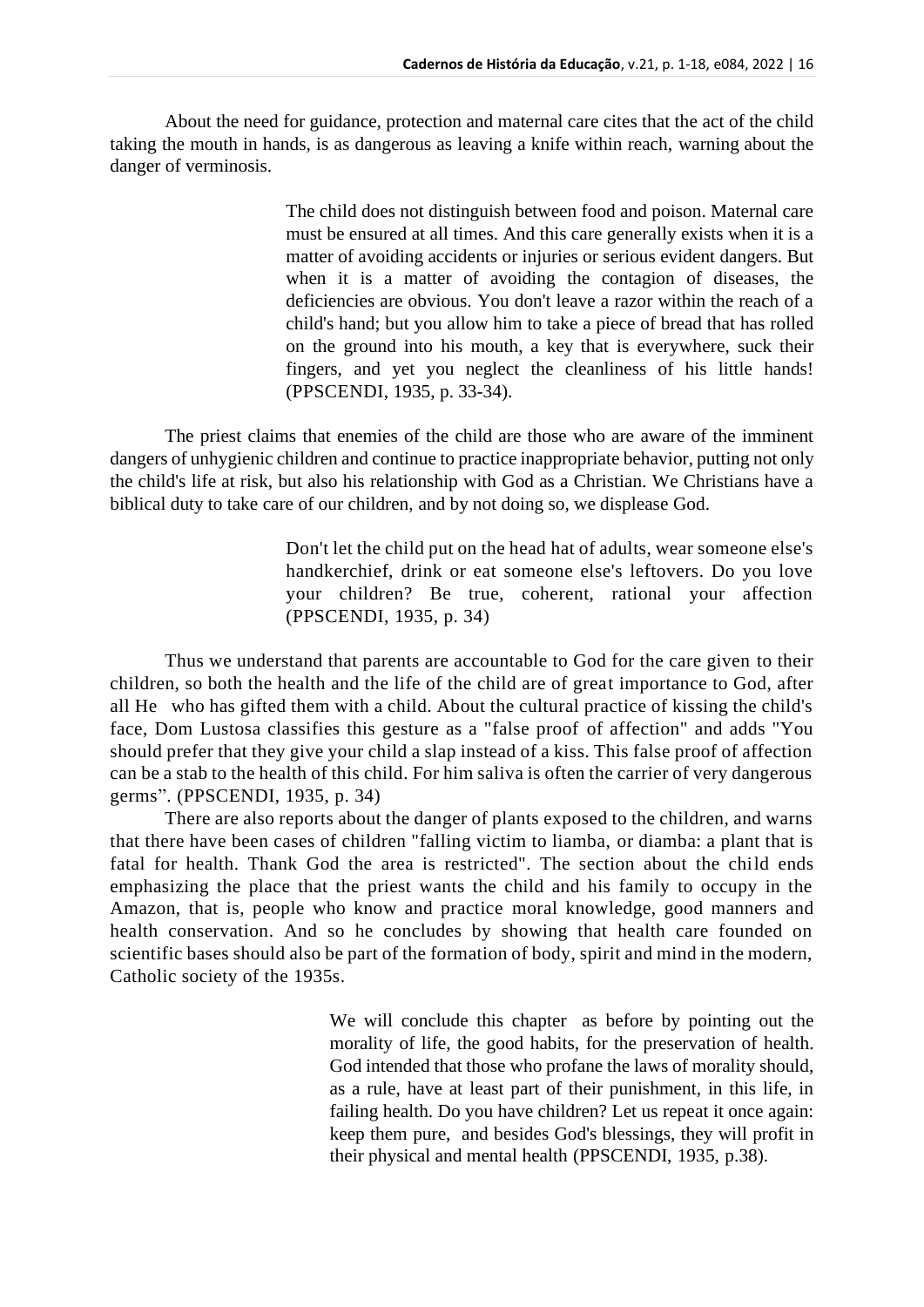About the need for guidance, protection and maternal care cites that the act of the child taking the mouth in hands, is as dangerous as leaving a knife within reach, warning about the danger of verminosis.

> The child does not distinguish between food and poison. Maternal care must be ensured at all times. And this care generally exists when it is a matter of avoiding accidents or injuries or serious evident dangers. But when it is a matter of avoiding the contagion of diseases, the deficiencies are obvious. You don't leave a razor within the reach of a child's hand; but you allow him to take a piece of bread that has rolled on the ground into his mouth, a key that is everywhere, suck their fingers, and yet you neglect the cleanliness of his little hands! (PPSCENDI, 1935, p. 33-34).

The priest claims that enemies of the child are those who are aware of the imminent dangers of unhygienic children and continue to practice inappropriate behavior, putting not only the child's life at risk, but also his relationship with God as a Christian. We Christians have a biblical duty to take care of our children, and by not doing so, we displease God.

> Don't let the child put on the head hat of adults, wear someone else's handkerchief, drink or eat someone else's leftovers. Do you love your children? Be true, coherent, rational your affection (PPSCENDI, 1935, p. 34)

Thus we understand that parents are accountable to God for the care given to their children, so both the health and the life of the child are of great importance to God, after all He who has gifted them with a child. About the cultural practice of kissing the child's face, Dom Lustosa classifies this gesture as a "false proof of affection" and adds "You should prefer that they give your child a slap instead of a kiss. This false proof of affection can be a stab to the health of this child. For him saliva is often the carrier of very dangerous germs". (PPSCENDI, 1935, p. 34)

There are also reports about the danger of plants exposed to the children, and warns that there have been cases of children "falling victim to liamba, or diamba: a plant that is fatal for health. Thank God the area is restricted". The section about the child ends emphasizing the place that the priest wants the child and his family to occupy in the Amazon, that is, people who know and practice moral knowledge, good manners and health conservation. And so he concludes by showing that health care founded on scientific bases should also be part of the formation of body, spirit and mind in the modern, Catholic society of the 1935s.

> We will conclude this chapter as before by pointing out the morality of life, the good habits, for the preservation of health. God intended that those who profane the laws of morality should, as a rule, have at least part of their punishment, in this life, in failing health. Do you have children? Let us repeat it once again: keep them pure, and besides God's blessings, they will profit in their physical and mental health (PPSCENDI, 1935, p.38).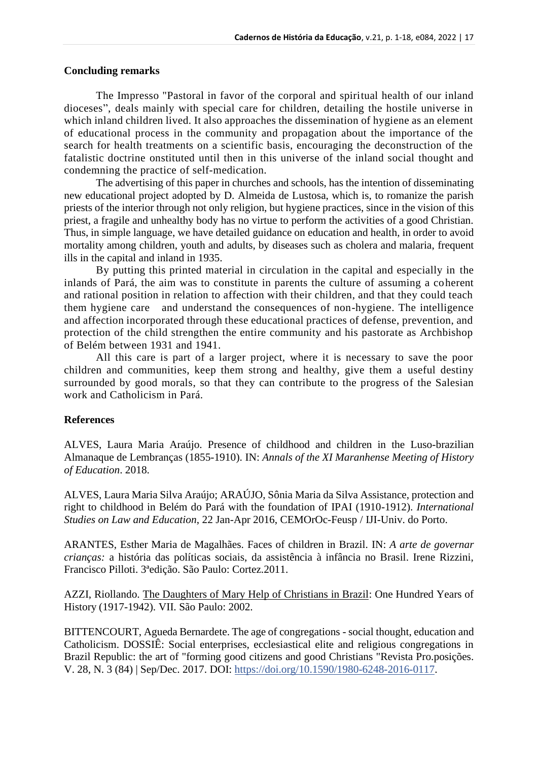## Concluding remarks

The Impresso "Pastoral in favor of the corporal and spiritual health of our inland dioceses", deals mainly with special care for children, detailing the hostile universe in which inland children lived. It also approaches the dissemination of hygiene as an element of educational process in the community and propagation about the importance of the search for health treatments on a scientific basis, encouraging the deconstruction of the fatalistic doctrine onstituted until then in this universe of the inland social thought and condemning the practice of self-medication.

The advertising of this paper in churches and schools, has the intention of disseminating new educational project adopted by D. Almeida de Lustosa, which is, to romanize the parish priests of the interior through not only religion, but hygiene practices, since in the vision of this priest, a fragile and unhealthy body has no virtue to perform the activities of a good Christian. Thus, in simple language, we have detailed guidance on education and health, in order to avoid mortality among children, youth and adults, by diseases such as cholera and malaria, frequent ills in the capital and inland in 1935.

By putting this printed material in circulation in the capital and especially in the inlands of Pará, the aim was to constitute in parents the culture of assuming a coherent and rational position in relation to affection with their children, and that they could teach them hygiene care and understand the consequences of non-hygiene. The intelligence and affection incorporated through these educational practices of defense, prevention, and protection of the child strengthen the entire community and his pastorate as Archbishop of Belém between 1931 and 1941.

All this care is part of a larger project, where it is necessary to save the poor children and communities, keep them strong and healthy, give them a useful destiny surrounded by good morals, so that they can contribute to the progress of the Salesian work and Catholicism in Pará.

## References

ALVES, Laura Maria Araújo. Presence of childhood and children in the Luso-brazilian Almanaque de Lembranças (1855-1910). IN: *Annals of the XI Maranhense Meeting of History of Education*. 2018.

ALVES, Laura Maria Silva Araújo; ARAÚJO, Sônia Maria da Silva Assistance, protection and right to childhood in Belém do Pará with the foundation of IPAI (1910-1912). *International Studies on Law and Education*, 22 Jan-Apr 2016, CEMOrOc-Feusp / IJI-Univ. do Porto.

ARANTES, Esther Maria de Magalhães. Faces of children in Brazil. IN: *A arte de governar crianças:* a história das políticas sociais, da assistência à infância no Brasil. Irene Rizzini, Francisco Pilloti. 3ªedição. São Paulo: Cortez.2011.

AZZI, Riollando. The Daughters of Mary Help of Christians in Brazil: One Hundred Years of History (1917-1942). VII. São Paulo: 2002.

BITTENCOURT, Agueda Bernardete. The age of congregations - social thought, education and Catholicism. DOSSIÊ: Social enterprises, ecclesiastical elite and religious congregations in Brazil Republic: the art of "forming good citizens and good Christians "Revista Pro.posições. V. 28, N. 3 (84) | Sep/Dec. 2017. DOI: https://doi.org/10.1590/1980-6248-2016-0117.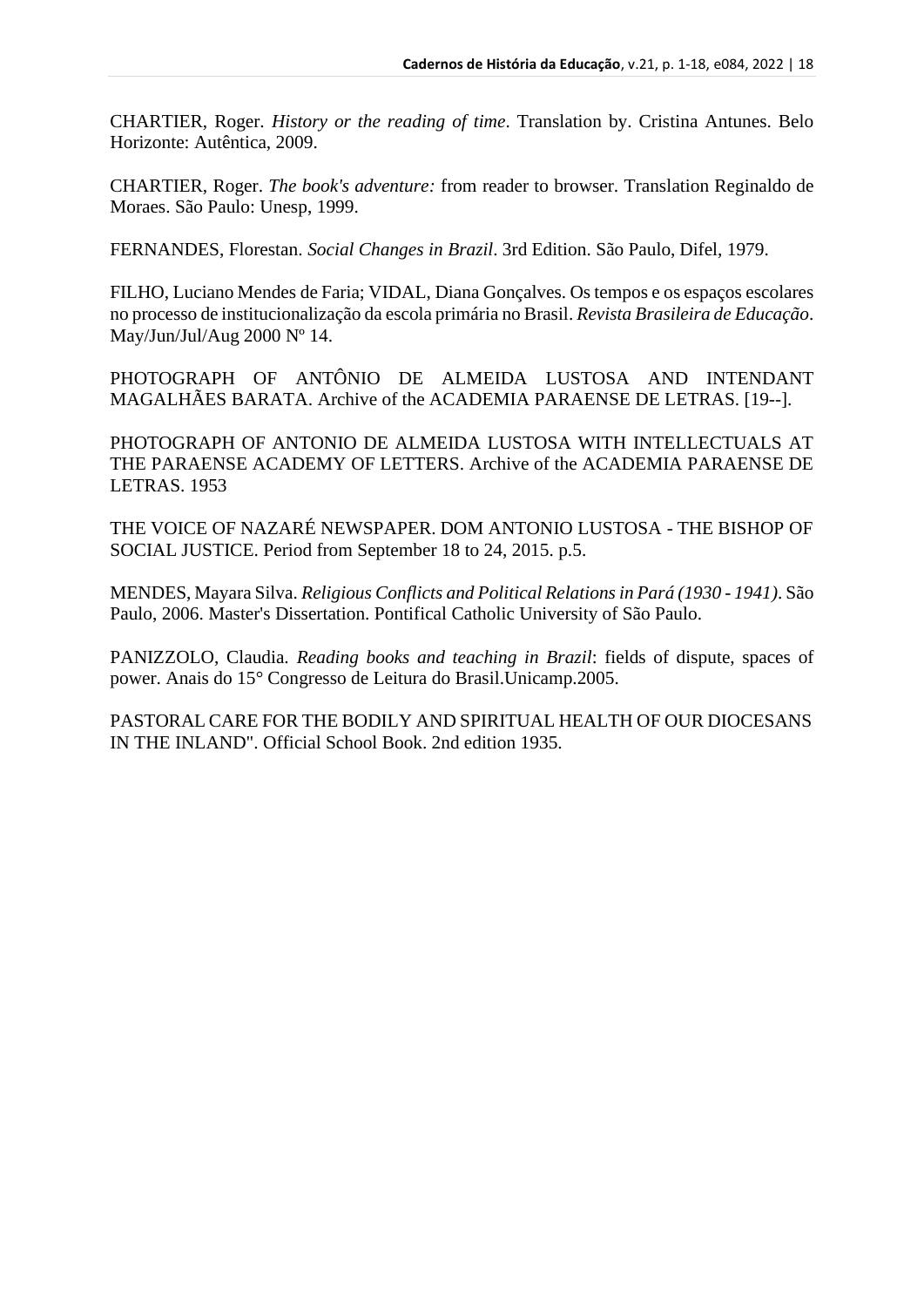CHARTIER, Roger. *History or the reading of time*. Translation by. Cristina Antunes. Belo Horizonte: Autêntica, 2009.

CHARTIER, Roger. *The book's adventure:* from reader to browser. Translation Reginaldo de Moraes. São Paulo: Unesp, 1999.

FERNANDES, Florestan. *Social Changes in Brazil*. 3rd Edition. São Paulo, Difel, 1979.

FILHO, Luciano Mendes de Faria; VIDAL, Diana Gonçalves. Os tempos e os espaços escolares no processo de institucionalização da escola primária no Brasil. *Revista Brasileira de Educação*. May/Jun/Jul/Aug 2000 Nº 14.

PHOTOGRAPH OF ANTÔNIO DE ALMEIDA LUSTOSA AND INTENDANT MAGALHÃES BARATA. Archive of the ACADEMIA PARAENSE DE LETRAS. [19--].

PHOTOGRAPH OF ANTONIO DE ALMEIDA LUSTOSA WITH INTELLECTUALS AT THE PARAENSE ACADEMY OF LETTERS. Archive of the ACADEMIA PARAENSE DE LETRAS. 1953

THE VOICE OF NAZARÉ NEWSPAPER. DOM ANTONIO LUSTOSA - THE BISHOP OF SOCIAL JUSTICE. Period from September 18 to 24, 2015. p.5.

MENDES, Mayara Silva. *Religious Conflicts and Political Relations in Pará (1930 - 1941)*. São Paulo, 2006. Master's Dissertation. Pontifical Catholic University of São Paulo.

PANIZZOLO, Claudia. *Reading books and teaching in Brazil*: fields of dispute, spaces of power. Anais do 15° Congresso de Leitura do Brasil.Unicamp.2005.

PASTORAL CARE FOR THE BODILY AND SPIRITUAL HEALTH OF OUR DIOCESANS IN THE INLAND". Official School Book. 2nd edition 1935.